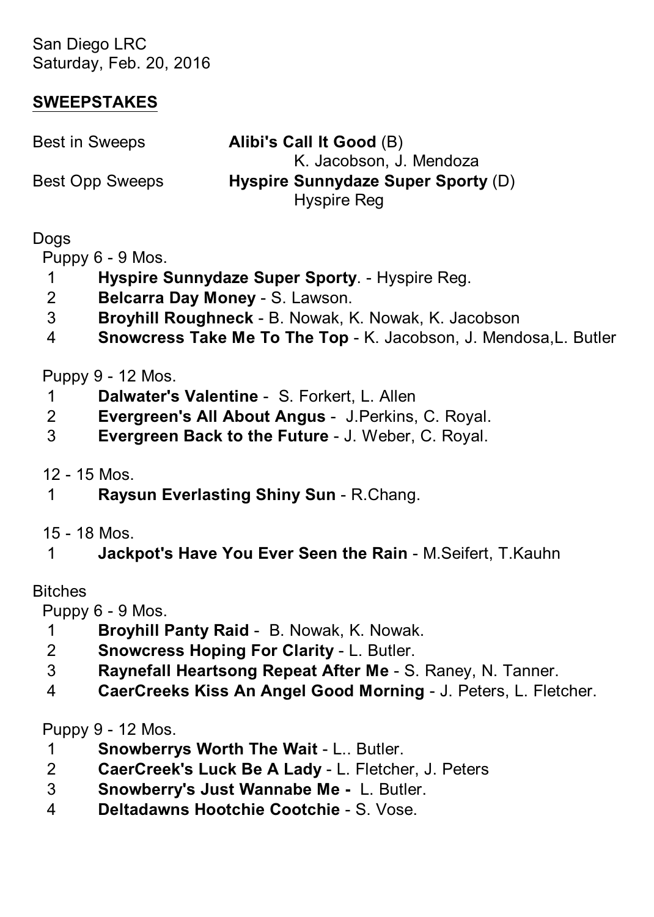San Diego LRC
Saturday, Feb. 20, 2016

## SWEEPSTAKES

| | |
|---|---|
| Best in Sweeps | **Alibi's Call It Good** (B)<br>K. Jacobson, J. Mendoza |
| Best Opp Sweeps | **Hyspire Sunnydaze Super Sporty** (D)<br>Hyspire Reg |

### Dogs

Puppy 6 - 9 Mos.

1. **Hyspire Sunnydaze Super Sporty**. - Hyspire Reg.
2. **Belcarra Day Money** - S. Lawson.
3. **Broyhill Roughneck** - B. Nowak, K. Nowak, K. Jacobson
4. **Snowcress Take Me To The Top** - K. Jacobson, J. Mendosa,L. Butler

Puppy 9 - 12 Mos.

1. **Dalwater's Valentine** - S. Forkert, L. Allen
2. **Evergreen's All About Angus** - J.Perkins, C. Royal.
3. **Evergreen Back to the Future** - J. Weber, C. Royal.

12 - 15 Mos.

1. **Raysun Everlasting Shiny Sun** - R.Chang.

15 - 18 Mos.

1. **Jackpot's Have You Ever Seen the Rain** - M.Seifert, T.Kauhn

### Bitches

Puppy 6 - 9 Mos.

1. **Broyhill Panty Raid** - B. Nowak, K. Nowak.
2. **Snowcress Hoping For Clarity** - L. Butler.
3. **Raynefall Heartsong Repeat After Me** - S. Raney, N. Tanner.
4. **CaerCreeks Kiss An Angel Good Morning** - J. Peters, L. Fletcher.

Puppy 9 - 12 Mos.

1. **Snowberrys Worth The Wait** - L.. Butler.
2. **CaerCreek's Luck Be A Lady** - L. Fletcher, J. Peters
3. **Snowberry's Just Wannabe Me -** L. Butler.
4. **Deltadawns Hootchie Cootchie** - S. Vose.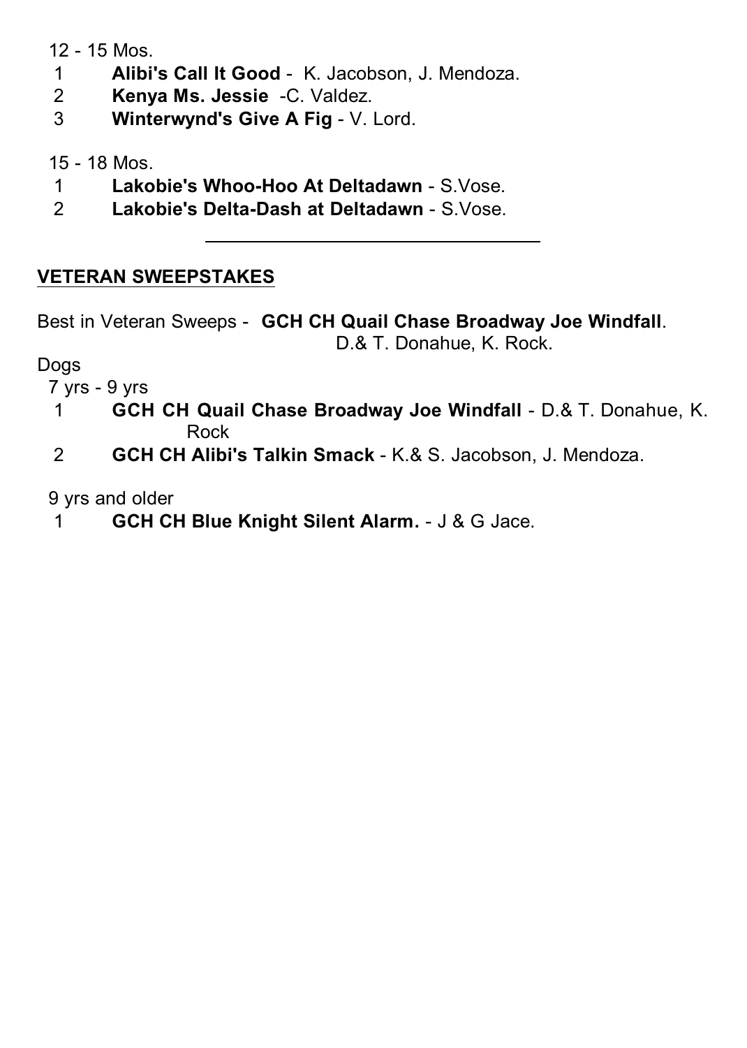12 - 15 Mos.

1. **Alibi's Call It Good** - K. Jacobson, J. Mendoza.
2. **Kenya Ms. Jessie** -C. Valdez.
3. **Winterwynd's Give A Fig** - V. Lord.

15 - 18 Mos.

1. **Lakobie's Whoo-Hoo At Deltadawn** - S.Vose.
2. **Lakobie's Delta-Dash at Deltadawn** - S.Vose.

---

## VETERAN SWEEPSTAKES

Best in Veteran Sweeps - **GCH CH Quail Chase Broadway Joe Windfall**.
D.& T. Donahue, K. Rock.

Dogs

7 yrs - 9 yrs

1. **GCH CH Quail Chase Broadway Joe Windfall** - D.& T. Donahue, K. Rock
2. **GCH CH Alibi's Talkin Smack** - K.& S. Jacobson, J. Mendoza.

9 yrs and older

1. **GCH CH Blue Knight Silent Alarm.** - J & G Jace.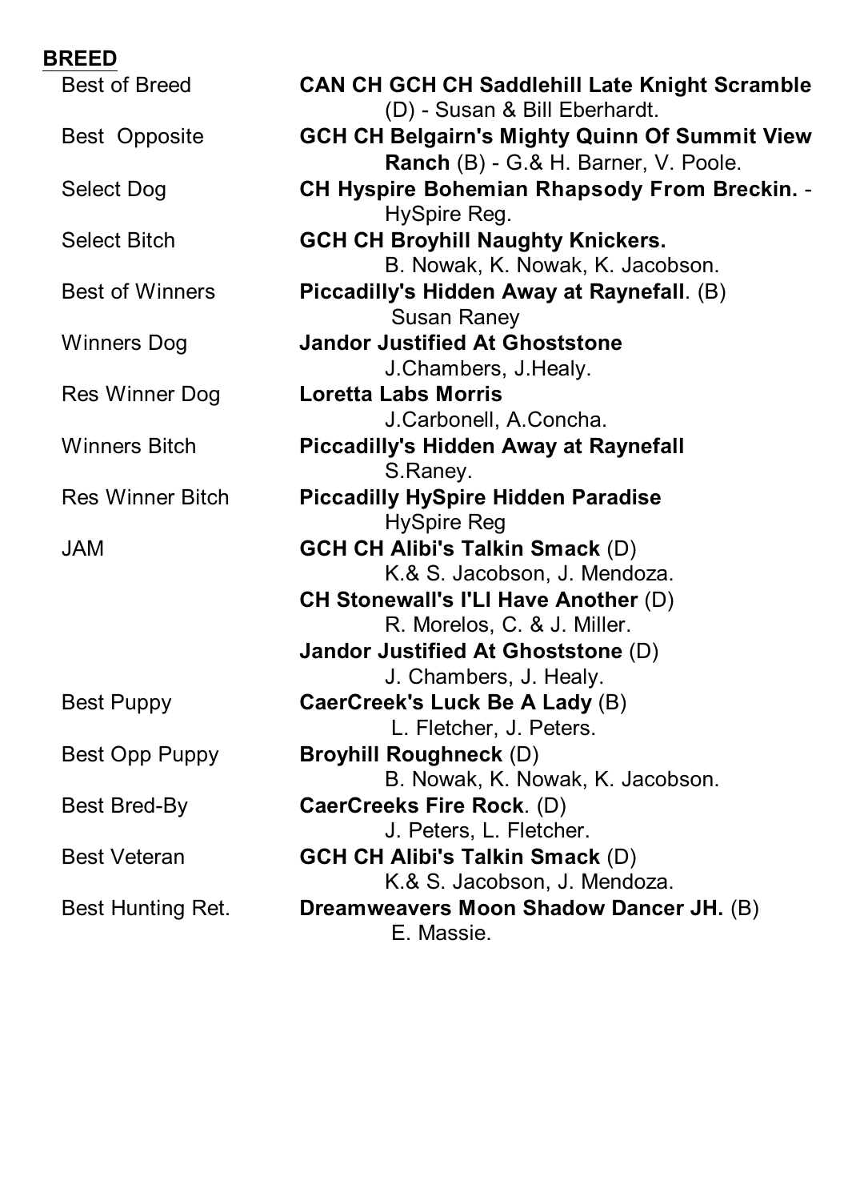**BREED**

| | |
|---|---|
| Best of Breed | **CAN CH GCH CH Saddlehill Late Knight Scramble** (D) - Susan & Bill Eberhardt. |
| Best Opposite | **GCH CH Belgairn's Mighty Quinn Of Summit View Ranch** (B) - G.& H. Barner, V. Poole. |
| Select Dog | **CH Hyspire Bohemian Rhapsody From Breckin.** - HySpire Reg. |
| Select Bitch | **GCH CH Broyhill Naughty Knickers.** B. Nowak, K. Nowak, K. Jacobson. |
| Best of Winners | **Piccadilly's Hidden Away at Raynefall**. (B) Susan Raney |
| Winners Dog | **Jandor Justified At Ghoststone** J.Chambers, J.Healy. |
| Res Winner Dog | **Loretta Labs Morris** J.Carbonell, A.Concha. |
| Winners Bitch | **Piccadilly's Hidden Away at Raynefall** S.Raney. |
| Res Winner Bitch | **Piccadilly HySpire Hidden Paradise** HySpire Reg |
| JAM | **GCH CH Alibi's Talkin Smack** (D) K.& S. Jacobson, J. Mendoza. |
| | **CH Stonewall's I'Ll Have Another** (D) R. Morelos, C. & J. Miller. |
| | **Jandor Justified At Ghoststone** (D) J. Chambers, J. Healy. |
| Best Puppy | **CaerCreek's Luck Be A Lady** (B) L. Fletcher, J. Peters. |
| Best Opp Puppy | **Broyhill Roughneck** (D) B. Nowak, K. Nowak, K. Jacobson. |
| Best Bred-By | **CaerCreeks Fire Rock**. (D) J. Peters, L. Fletcher. |
| Best Veteran | **GCH CH Alibi's Talkin Smack** (D) K.& S. Jacobson, J. Mendoza. |
| Best Hunting Ret. | **Dreamweavers Moon Shadow Dancer JH.** (B) E. Massie. |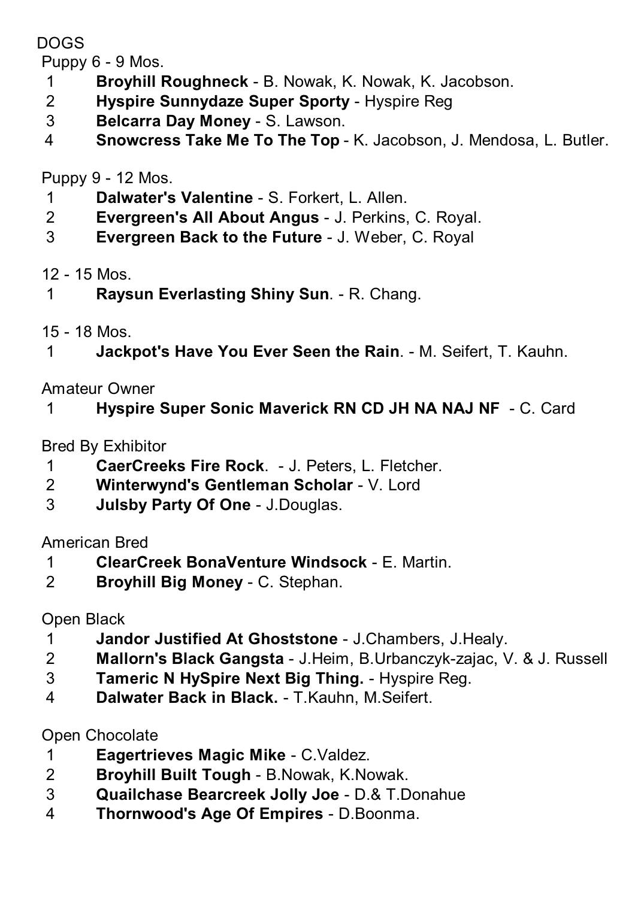DOGS

Puppy 6 - 9 Mos.

1 **Broyhill Roughneck** - B. Nowak, K. Nowak, K. Jacobson.
2 **Hyspire Sunnydaze Super Sporty** - Hyspire Reg
3 **Belcarra Day Money** - S. Lawson.
4 **Snowcress Take Me To The Top** - K. Jacobson, J. Mendosa, L. Butler.

Puppy 9 - 12 Mos.

1 **Dalwater's Valentine** - S. Forkert, L. Allen.
2 **Evergreen's All About Angus** - J. Perkins, C. Royal.
3 **Evergreen Back to the Future** - J. Weber, C. Royal

12 - 15 Mos.

1 **Raysun Everlasting Shiny Sun**. - R. Chang.

15 - 18 Mos.

1 **Jackpot's Have You Ever Seen the Rain**. - M. Seifert, T. Kauhn.

Amateur Owner

1 **Hyspire Super Sonic Maverick RN CD JH NA NAJ NF** - C. Card

Bred By Exhibitor

1 **CaerCreeks Fire Rock**. - J. Peters, L. Fletcher.
2 **Winterwynd's Gentleman Scholar** - V. Lord
3 **Julsby Party Of One** - J.Douglas.

American Bred

1 **ClearCreek BonaVenture Windsock** - E. Martin.
2 **Broyhill Big Money** - C. Stephan.

Open Black

1 **Jandor Justified At Ghoststone** - J.Chambers, J.Healy.
2 **Mallorn's Black Gangsta** - J.Heim, B.Urbanczyk-zajac, V. & J. Russell
3 **Tameric N HySpire Next Big Thing.** - Hyspire Reg.
4 **Dalwater Back in Black.** - T.Kauhn, M.Seifert.

Open Chocolate

1 **Eagertrieves Magic Mike** - C.Valdez.
2 **Broyhill Built Tough** - B.Nowak, K.Nowak.
3 **Quailchase Bearcreek Jolly Joe** - D.& T.Donahue
4 **Thornwood's Age Of Empires** - D.Boonma.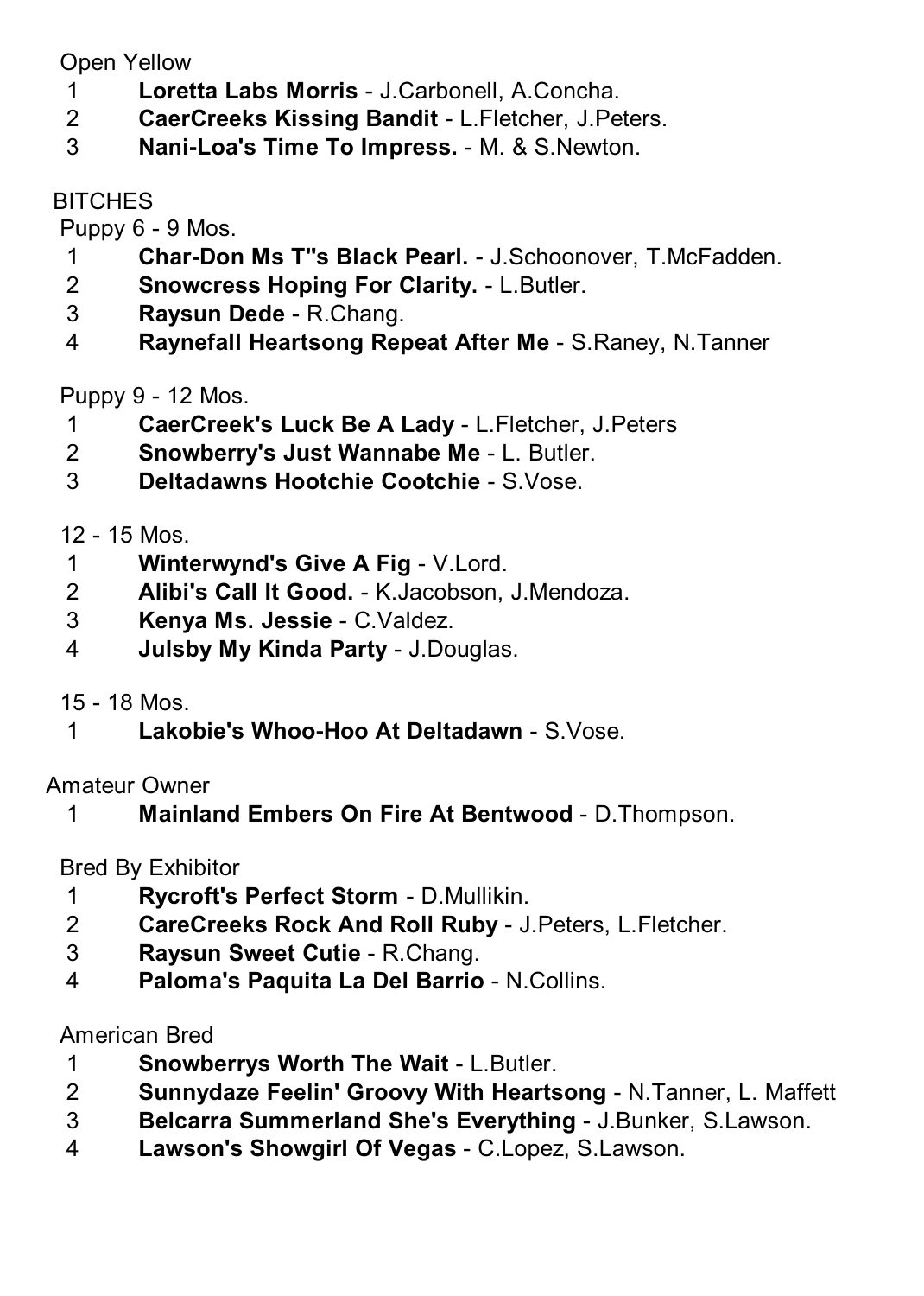Open Yellow

1 **Loretta Labs Morris** - J.Carbonell, A.Concha.
2 **CaerCreeks Kissing Bandit** - L.Fletcher, J.Peters.
3 **Nani-Loa's Time To Impress.** - M. & S.Newton.

BITCHES

Puppy 6 - 9 Mos.

1 **Char-Don Ms T"s Black Pearl.** - J.Schoonover, T.McFadden.
2 **Snowcress Hoping For Clarity.** - L.Butler.
3 **Raysun Dede** - R.Chang.
4 **Raynefall Heartsong Repeat After Me** - S.Raney, N.Tanner

Puppy 9 - 12 Mos.

1 **CaerCreek's Luck Be A Lady** - L.Fletcher, J.Peters
2 **Snowberry's Just Wannabe Me** - L. Butler.
3 **Deltadawns Hootchie Cootchie** - S.Vose.

12 - 15 Mos.

1 **Winterwynd's Give A Fig** - V.Lord.
2 **Alibi's Call It Good.** - K.Jacobson, J.Mendoza.
3 **Kenya Ms. Jessie** - C.Valdez.
4 **Julsby My Kinda Party** - J.Douglas.

15 - 18 Mos.

1 **Lakobie's Whoo-Hoo At Deltadawn** - S.Vose.

Amateur Owner

1 **Mainland Embers On Fire At Bentwood** - D.Thompson.

Bred By Exhibitor

1 **Rycroft's Perfect Storm** - D.Mullikin.
2 **CareCreeks Rock And Roll Ruby** - J.Peters, L.Fletcher.
3 **Raysun Sweet Cutie** - R.Chang.
4 **Paloma's Paquita La Del Barrio** - N.Collins.

American Bred

1 **Snowberrys Worth The Wait** - L.Butler.
2 **Sunnydaze Feelin' Groovy With Heartsong** - N.Tanner, L. Maffett
3 **Belcarra Summerland She's Everything** - J.Bunker, S.Lawson.
4 **Lawson's Showgirl Of Vegas** - C.Lopez, S.Lawson.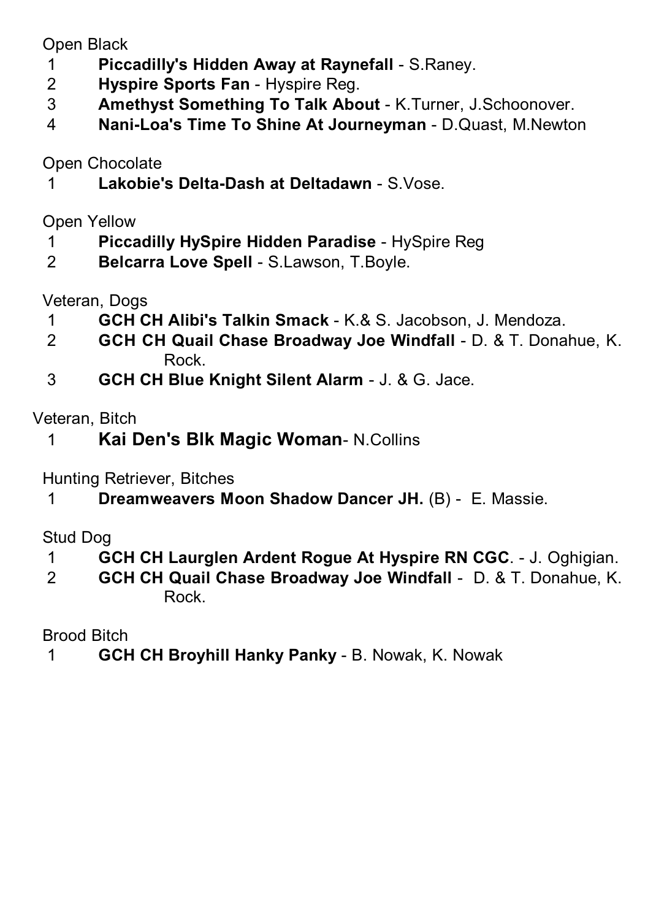Open Black

1 **Piccadilly's Hidden Away at Raynefall** - S.Raney.
2 **Hyspire Sports Fan** - Hyspire Reg.
3 **Amethyst Something To Talk About** - K.Turner, J.Schoonover.
4 **Nani-Loa's Time To Shine At Journeyman** - D.Quast, M.Newton

Open Chocolate

1 **Lakobie's Delta-Dash at Deltadawn** - S.Vose.

Open Yellow

1 **Piccadilly HySpire Hidden Paradise** - HySpire Reg
2 **Belcarra Love Spell** - S.Lawson, T.Boyle.

Veteran, Dogs

1 **GCH CH Alibi's Talkin Smack** - K.& S. Jacobson, J. Mendoza.
2 **GCH CH Quail Chase Broadway Joe Windfall** - D. & T. Donahue, K. Rock.
3 **GCH CH Blue Knight Silent Alarm** - J. & G. Jace.

Veteran, Bitch

1 **Kai Den's Blk Magic Woman**- N.Collins

Hunting Retriever, Bitches

1 **Dreamweavers Moon Shadow Dancer JH.** (B) - E. Massie.

Stud Dog

1 **GCH CH Laurglen Ardent Rogue At Hyspire RN CGC**. - J. Oghigian.
2 **GCH CH Quail Chase Broadway Joe Windfall** - D. & T. Donahue, K. Rock.

Brood Bitch

1 **GCH CH Broyhill Hanky Panky** - B. Nowak, K. Nowak